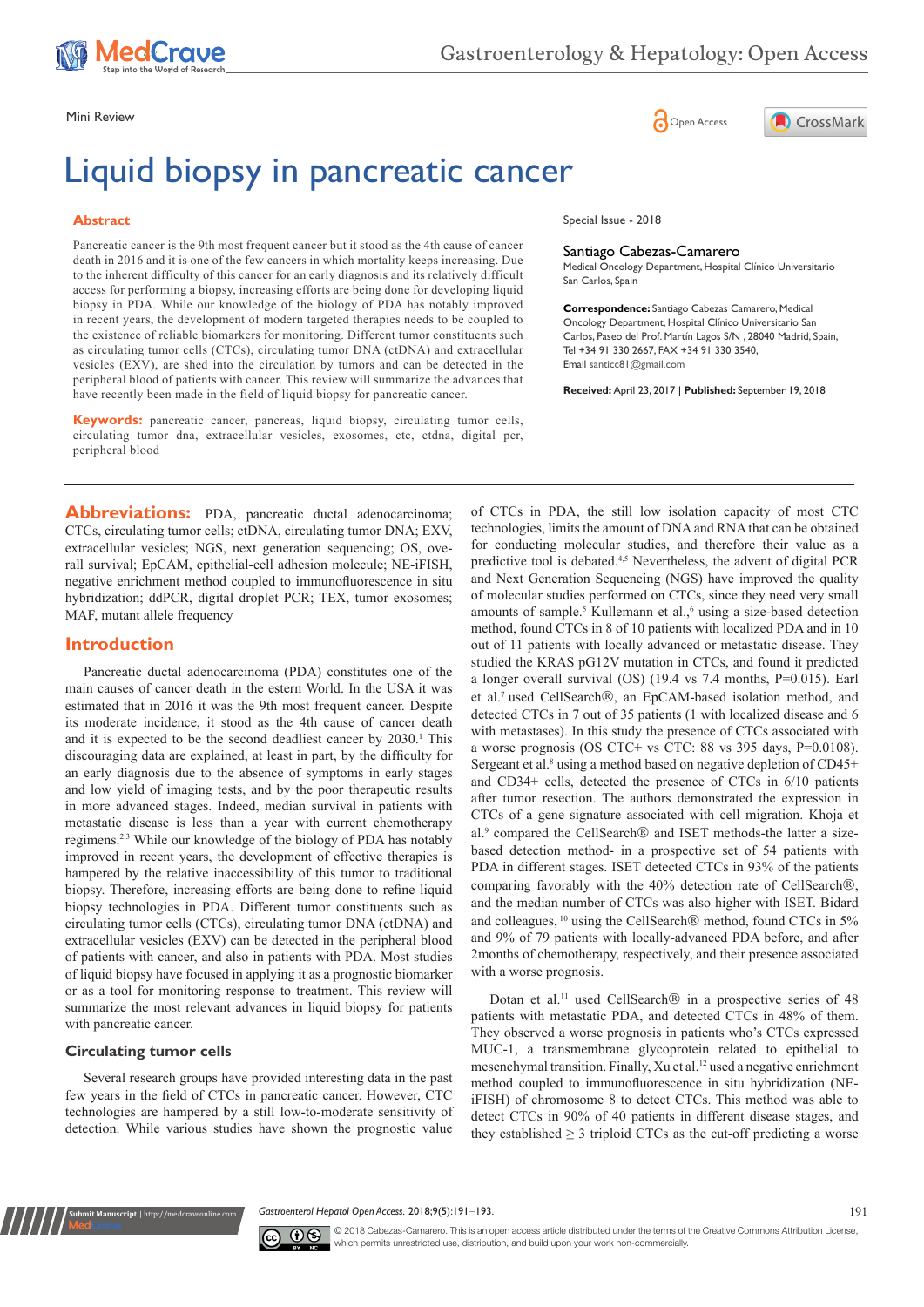Mini Review

# Liquid biopsy in pancreatic cancer

## Abstract

Pancreatic cancer is the 9th most frequent cancer but it stood as the 4th cause of cancer death in 2016 and it is one of the few cancers in which mortality keeps increasing. Due to the inherent difficulty of this cancer for an early diagnosis and its relatively difficult access for performing a biopsy, increasing efforts are being done for developing liquid biopsy in PDA. While our knowledge of the biology of PDA has notably improved in recent years, the development of modern targeted therapies needs to be coupled to the existence of reliable biomarkers for monitoring. Different tumor constituents such as circulating tumor cells (CTCs), circulating tumor DNA (ctDNA) and extracellular vesicles (EXV), are shed into the circulation by tumors and can be detected in the peripheral blood of patients with cancer. This review will summarize the advances that have recently been made in the field of liquid biopsy for pancreatic cancer.

**Keywords:** pancreatic cancer, pancreas, liquid biopsy, circulating tumor cells, circulating tumor dna, extracellular vesicles, exosomes, ctc, ctdna, digital pcr, peripheral blood

Special Issue - 2018

Santiago Cabezas-Camarero
Medical Oncology Department, Hospital Clínico Universitario San Carlos, Spain

**Correspondence:** Santiago Cabezas Camarero, Medical Oncology Department, Hospital Clínico Universitario San Carlos, Paseo del Prof. Martín Lagos S/N , 28040 Madrid, Spain, Tel +34 91 330 2667, FAX +34 91 330 3540, Email santicc81@gmail.com

**Received:** April 23, 2017 | **Published:** September 19, 2018

**Abbreviations:** PDA, pancreatic ductal adenocarcinoma; CTCs, circulating tumor cells; ctDNA, circulating tumor DNA; EXV, extracellular vesicles; NGS, next generation sequencing; OS, overall survival; EpCAM, epithelial-cell adhesion molecule; NE-iFISH, negative enrichment method coupled to immunofluorescence in situ hybridization; ddPCR, digital droplet PCR; TEX, tumor exosomes; MAF, mutant allele frequency

## Introduction

Pancreatic ductal adenocarcinoma (PDA) constitutes one of the main causes of cancer death in the estern World. In the USA it was estimated that in 2016 it was the 9th most frequent cancer. Despite its moderate incidence, it stood as the 4th cause of cancer death and it is expected to be the second deadliest cancer by 2030.[1] This discouraging data are explained, at least in part, by the difficulty for an early diagnosis due to the absence of symptoms in early stages and low yield of imaging tests, and by the poor therapeutic results in more advanced stages. Indeed, median survival in patients with metastatic disease is less than a year with current chemotherapy regimens.[2,3] While our knowledge of the biology of PDA has notably improved in recent years, the development of effective therapies is hampered by the relative inaccessibility of this tumor to traditional biopsy. Therefore, increasing efforts are being done to refine liquid biopsy technologies in PDA. Different tumor constituents such as circulating tumor cells (CTCs), circulating tumor DNA (ctDNA) and extracellular vesicles (EXV) can be detected in the peripheral blood of patients with cancer, and also in patients with PDA. Most studies of liquid biopsy have focused in applying it as a prognostic biomarker or as a tool for monitoring response to treatment. This review will summarize the most relevant advances in liquid biopsy for patients with pancreatic cancer.

### Circulating tumor cells

Several research groups have provided interesting data in the past few years in the field of CTCs in pancreatic cancer. However, CTC technologies are hampered by a still low-to-moderate sensitivity of detection. While various studies have shown the prognostic value of CTCs in PDA, the still low isolation capacity of most CTC technologies, limits the amount of DNA and RNA that can be obtained for conducting molecular studies, and therefore their value as a predictive tool is debated.[4,5] Nevertheless, the advent of digital PCR and Next Generation Sequencing (NGS) have improved the quality of molecular studies performed on CTCs, since they need very small amounts of sample.[5] Kullemann et al.,[6] using a size-based detection method, found CTCs in 8 of 10 patients with localized PDA and in 10 out of 11 patients with locally advanced or metastatic disease. They studied the KRAS pG12V mutation in CTCs, and found it predicted a longer overall survival (OS) (19.4 vs 7.4 months, P=0.015). Earl et al.[7] used CellSearch®, an EpCAM-based isolation method, and detected CTCs in 7 out of 35 patients (1 with localized disease and 6 with metastases). In this study the presence of CTCs associated with a worse prognosis (OS CTC+ vs CTC: 88 vs 395 days, P=0.0108). Sergeant et al.[8] using a method based on negative depletion of CD45+ and CD34+ cells, detected the presence of CTCs in 6/10 patients after tumor resection. The authors demonstrated the expression in CTCs of a gene signature associated with cell migration. Khoja et al.[9] compared the CellSearch® and ISET methods-the latter a size-based detection method- in a prospective set of 54 patients with PDA in different stages. ISET detected CTCs in 93% of the patients comparing favorably with the 40% detection rate of CellSearch®, and the median number of CTCs was also higher with ISET. Bidard and colleagues,[10] using the CellSearch® method, found CTCs in 5% and 9% of 79 patients with locally-advanced PDA before, and after 2months of chemotherapy, respectively, and their presence associated with a worse prognosis.

Dotan et al.[11] used CellSearch® in a prospective series of 48 patients with metastatic PDA, and detected CTCs in 48% of them. They observed a worse prognosis in patients who's CTCs expressed MUC-1, a transmembrane glycoprotein related to epithelial to mesenchymal transition. Finally, Xu et al.[12] used a negative enrichment method coupled to immunofluorescence in situ hybridization (NE-iFISH) of chromosome 8 to detect CTCs. This method was able to detect CTCs in 90% of 40 patients in different disease stages, and they established ≥ 3 triploid CTCs as the cut-off predicting a worse

© 2018 Cabezas-Camarero. This is an open access article distributed under the terms of the Creative Commons Attribution License, which permits unrestricted use, distribution, and build upon your work non-commercially.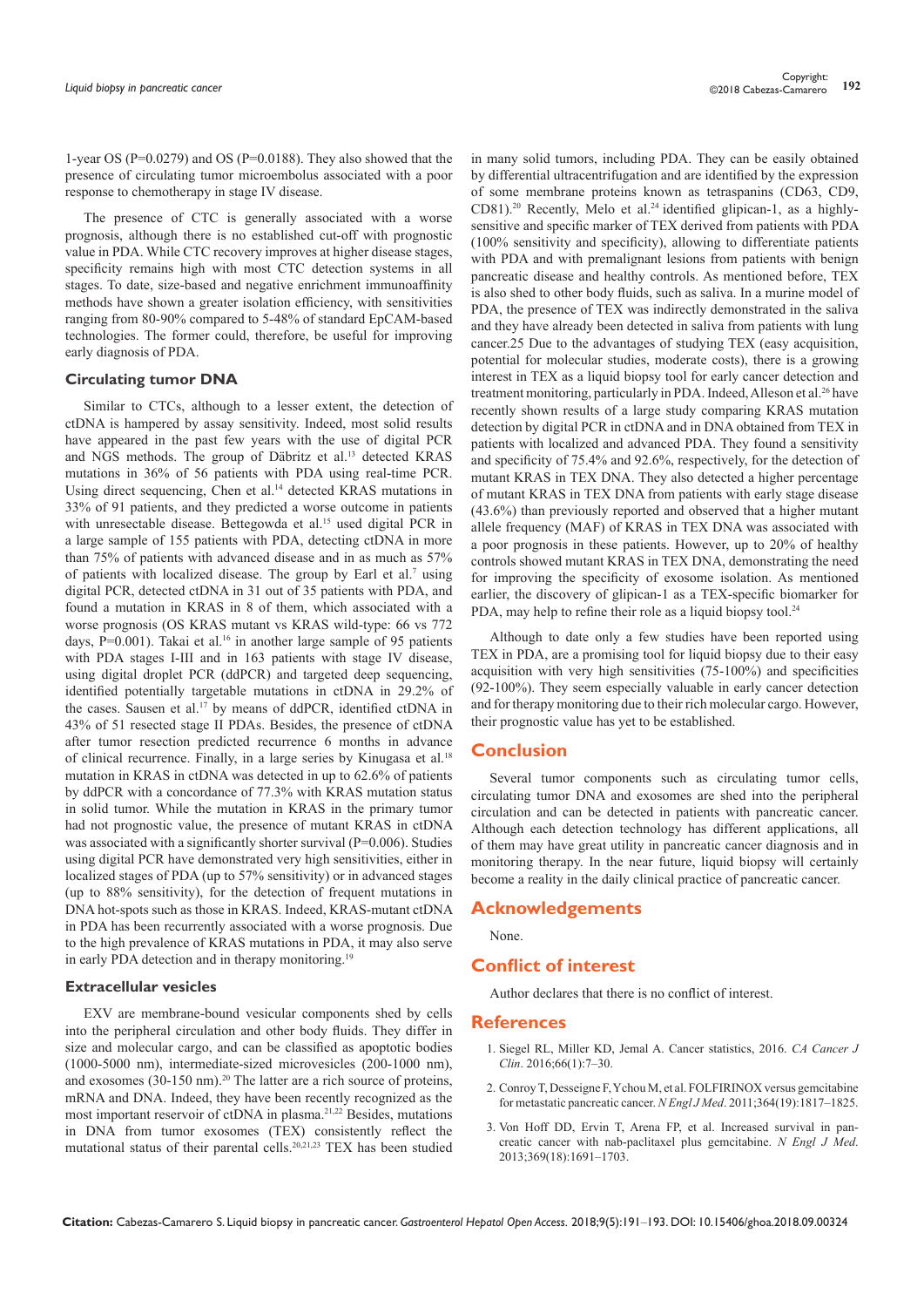1-year OS (P=0.0279) and OS (P=0.0188). They also showed that the presence of circulating tumor microembolus associated with a poor response to chemotherapy in stage IV disease.

The presence of CTC is generally associated with a worse prognosis, although there is no established cut-off with prognostic value in PDA. While CTC recovery improves at higher disease stages, specificity remains high with most CTC detection systems in all stages. To date, size-based and negative enrichment immunoaffinity methods have shown a greater isolation efficiency, with sensitivities ranging from 80-90% compared to 5-48% of standard EpCAM-based technologies. The former could, therefore, be useful for improving early diagnosis of PDA.

### Circulating tumor DNA

Similar to CTCs, although to a lesser extent, the detection of ctDNA is hampered by assay sensitivity. Indeed, most solid results have appeared in the past few years with the use of digital PCR and NGS methods. The group of Däbritz et al.[13] detected KRAS mutations in 36% of 56 patients with PDA using real-time PCR. Using direct sequencing, Chen et al.[14] detected KRAS mutations in 33% of 91 patients, and they predicted a worse outcome in patients with unresectable disease. Bettegowda et al.[15] used digital PCR in a large sample of 155 patients with PDA, detecting ctDNA in more than 75% of patients with advanced disease and in as much as 57% of patients with localized disease. The group by Earl et al.[7] using digital PCR, detected ctDNA in 31 out of 35 patients with PDA, and found a mutation in KRAS in 8 of them, which associated with a worse prognosis (OS KRAS mutant vs KRAS wild-type: 66 vs 772 days, P=0.001). Takai et al.[16] in another large sample of 95 patients with PDA stages I-III and in 163 patients with stage IV disease, using digital droplet PCR (ddPCR) and targeted deep sequencing, identified potentially targetable mutations in ctDNA in 29.2% of the cases. Sausen et al.[17] by means of ddPCR, identified ctDNA in 43% of 51 resected stage II PDAs. Besides, the presence of ctDNA after tumor resection predicted recurrence 6 months in advance of clinical recurrence. Finally, in a large series by Kinugasa et al.[18] mutation in KRAS in ctDNA was detected in up to 62.6% of patients by ddPCR with a concordance of 77.3% with KRAS mutation status in solid tumor. While the mutation in KRAS in the primary tumor had not prognostic value, the presence of mutant KRAS in ctDNA was associated with a significantly shorter survival (P=0.006). Studies using digital PCR have demonstrated very high sensitivities, either in localized stages of PDA (up to 57% sensitivity) or in advanced stages (up to 88% sensitivity), for the detection of frequent mutations in DNA hot-spots such as those in KRAS. Indeed, KRAS-mutant ctDNA in PDA has been recurrently associated with a worse prognosis. Due to the high prevalence of KRAS mutations in PDA, it may also serve in early PDA detection and in therapy monitoring.[19]

### Extracellular vesicles

EXV are membrane-bound vesicular components shed by cells into the peripheral circulation and other body fluids. They differ in size and molecular cargo, and can be classified as apoptotic bodies (1000-5000 nm), intermediate-sized microvesicles (200-1000 nm), and exosomes (30-150 nm).[20] The latter are a rich source of proteins, mRNA and DNA. Indeed, they have been recently recognized as the most important reservoir of ctDNA in plasma.[21,22] Besides, mutations in DNA from tumor exosomes (TEX) consistently reflect the mutational status of their parental cells.[20,21,23] TEX has been studied in many solid tumors, including PDA. They can be easily obtained by differential ultracentrifugation and are identified by the expression of some membrane proteins known as tetraspanins (CD63, CD9, CD81).[20] Recently, Melo et al.[24] identified glipican-1, as a highly-sensitive and specific marker of TEX derived from patients with PDA (100% sensitivity and specificity), allowing to differentiate patients with PDA and with premalignant lesions from patients with benign pancreatic disease and healthy controls. As mentioned before, TEX is also shed to other body fluids, such as saliva. In a murine model of PDA, the presence of TEX was indirectly demonstrated in the saliva and they have already been detected in saliva from patients with lung cancer.25 Due to the advantages of studying TEX (easy acquisition, potential for molecular studies, moderate costs), there is a growing interest in TEX as a liquid biopsy tool for early cancer detection and treatment monitoring, particularly in PDA. Indeed, Alleson et al.[26] have recently shown results of a large study comparing KRAS mutation detection by digital PCR in ctDNA and in DNA obtained from TEX in patients with localized and advanced PDA. They found a sensitivity and specificity of 75.4% and 92.6%, respectively, for the detection of mutant KRAS in TEX DNA. They also detected a higher percentage of mutant KRAS in TEX DNA from patients with early stage disease (43.6%) than previously reported and observed that a higher mutant allele frequency (MAF) of KRAS in TEX DNA was associated with a poor prognosis in these patients. However, up to 20% of healthy controls showed mutant KRAS in TEX DNA, demonstrating the need for improving the specificity of exosome isolation. As mentioned earlier, the discovery of glipican-1 as a TEX-specific biomarker for PDA, may help to refine their role as a liquid biopsy tool.[24]

Although to date only a few studies have been reported using TEX in PDA, are a promising tool for liquid biopsy due to their easy acquisition with very high sensitivities (75-100%) and specificities (92-100%). They seem especially valuable in early cancer detection and for therapy monitoring due to their rich molecular cargo. However, their prognostic value has yet to be established.

## Conclusion

Several tumor components such as circulating tumor cells, circulating tumor DNA and exosomes are shed into the peripheral circulation and can be detected in patients with pancreatic cancer. Although each detection technology has different applications, all of them may have great utility in pancreatic cancer diagnosis and in monitoring therapy. In the near future, liquid biopsy will certainly become a reality in the daily clinical practice of pancreatic cancer.

## Acknowledgements

None.

## Conflict of interest

Author declares that there is no conflict of interest.

## References

1. Siegel RL, Miller KD, Jemal A. Cancer statistics, 2016. *CA Cancer J Clin*. 2016;66(1):7–30.
2. Conroy T, Desseigne F, Ychou M, et al. FOLFIRINOX versus gemcitabine for metastatic pancreatic cancer. *N Engl J Med*. 2011;364(19):1817–1825.
3. Von Hoff DD, Ervin T, Arena FP, et al. Increased survival in pancreatic cancer with nab-paclitaxel plus gemcitabine. *N Engl J Med*. 2013;369(18):1691–1703.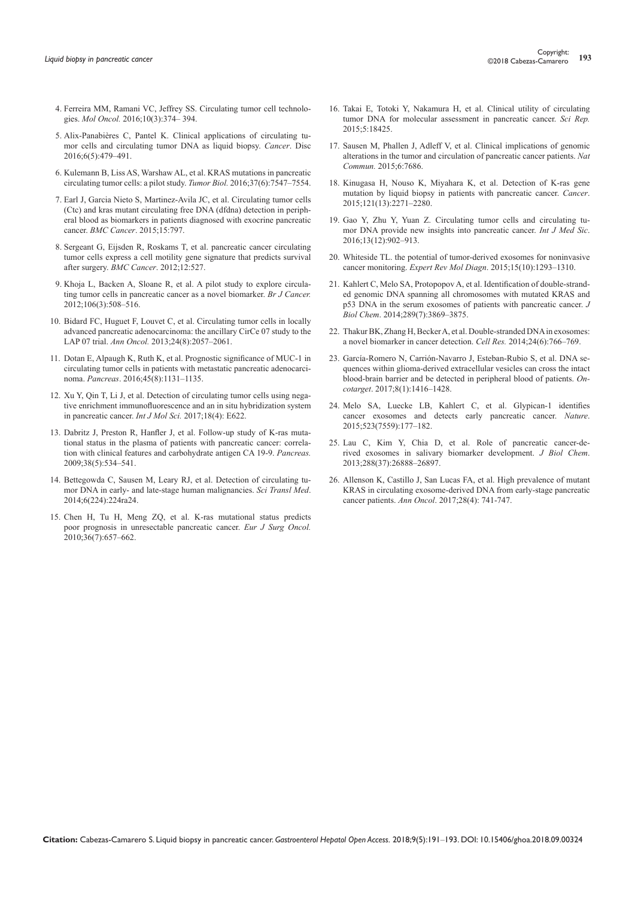4. Ferreira MM, Ramani VC, Jeffrey SS. Circulating tumor cell technologies. *Mol Oncol*. 2016;10(3):374– 394.

5. Alix-Panabières C, Pantel K. Clinical applications of circulating tumor cells and circulating tumor DNA as liquid biopsy. *Cancer*. Disc 2016;6(5):479–491.

6. Kulemann B, Liss AS, Warshaw AL, et al. KRAS mutations in pancreatic circulating tumor cells: a pilot study. *Tumor Biol.* 2016;37(6):7547–7554.

7. Earl J, Garcia Nieto S, Martinez-Avila JC, et al. Circulating tumor cells (Ctc) and kras mutant circulating free DNA (dfdna) detection in peripheral blood as biomarkers in patients diagnosed with exocrine pancreatic cancer. *BMC Cancer*. 2015;15:797.

8. Sergeant G, Eijsden R, Roskams T, et al. pancreatic cancer circulating tumor cells express a cell motility gene signature that predicts survival after surgery. *BMC Cancer*. 2012;12:527.

9. Khoja L, Backen A, Sloane R, et al. A pilot study to explore circulating tumor cells in pancreatic cancer as a novel biomarker. *Br J Cancer.* 2012;106(3):508–516.

10. Bidard FC, Huguet F, Louvet C, et al. Circulating tumor cells in locally advanced pancreatic adenocarcinoma: the ancillary CirCe 07 study to the LAP 07 trial. *Ann Oncol.* 2013;24(8):2057–2061.

11. Dotan E, Alpaugh K, Ruth K, et al. Prognostic significance of MUC-1 in circulating tumor cells in patients with metastatic pancreatic adenocarcinoma. *Pancreas*. 2016;45(8):1131–1135.

12. Xu Y, Qin T, Li J, et al. Detection of circulating tumor cells using negative enrichment immunofluorescence and an in situ hybridization system in pancreatic cancer. *Int J Mol Sci.* 2017;18(4): E622.

13. Dabritz J, Preston R, Hanfler J, et al. Follow-up study of K-ras mutational status in the plasma of patients with pancreatic cancer: correlation with clinical features and carbohydrate antigen CA 19-9. *Pancreas.* 2009;38(5):534–541.

14. Bettegowda C, Sausen M, Leary RJ, et al. Detection of circulating tumor DNA in early- and late-stage human malignancies. *Sci Transl Med*. 2014;6(224):224ra24.

15. Chen H, Tu H, Meng ZQ, et al. K-ras mutational status predicts poor prognosis in unresectable pancreatic cancer. *Eur J Surg Oncol.* 2010;36(7):657–662.

16. Takai E, Totoki Y, Nakamura H, et al. Clinical utility of circulating tumor DNA for molecular assessment in pancreatic cancer. *Sci Rep.* 2015;5:18425.

17. Sausen M, Phallen J, Adleff V, et al. Clinical implications of genomic alterations in the tumor and circulation of pancreatic cancer patients. *Nat Commun.* 2015;6:7686.

18. Kinugasa H, Nouso K, Miyahara K, et al. Detection of K-ras gene mutation by liquid biopsy in patients with pancreatic cancer. *Cancer*. 2015;121(13):2271–2280.

19. Gao Y, Zhu Y, Yuan Z. Circulating tumor cells and circulating tumor DNA provide new insights into pancreatic cancer. *Int J Med Sic*. 2016;13(12):902–913.

20. Whiteside TL. the potential of tumor-derived exosomes for noninvasive cancer monitoring. *Expert Rev Mol Diagn*. 2015;15(10):1293–1310.

21. Kahlert C, Melo SA, Protopopov A, et al. Identification of double-stranded genomic DNA spanning all chromosomes with mutated KRAS and p53 DNA in the serum exosomes of patients with pancreatic cancer. *J Biol Chem*. 2014;289(7):3869–3875.

22. Thakur BK, Zhang H, Becker A, et al. Double-stranded DNA in exosomes: a novel biomarker in cancer detection. *Cell Res.* 2014;24(6):766–769.

23. García-Romero N, Carrión-Navarro J, Esteban-Rubio S, et al. DNA sequences within glioma-derived extracellular vesicles can cross the intact blood-brain barrier and be detected in peripheral blood of patients. *Oncotarget*. 2017;8(1):1416–1428.

24. Melo SA, Luecke LB, Kahlert C, et al. Glypican-1 identifies cancer exosomes and detects early pancreatic cancer. *Nature*. 2015;523(7559):177–182.

25. Lau C, Kim Y, Chia D, et al. Role of pancreatic cancer-derived exosomes in salivary biomarker development. *J Biol Chem*. 2013;288(37):26888–26897.

26. Allenson K, Castillo J, San Lucas FA, et al. High prevalence of mutant KRAS in circulating exosome-derived DNA from early-stage pancreatic cancer patients. *Ann Oncol*. 2017;28(4): 741-747.